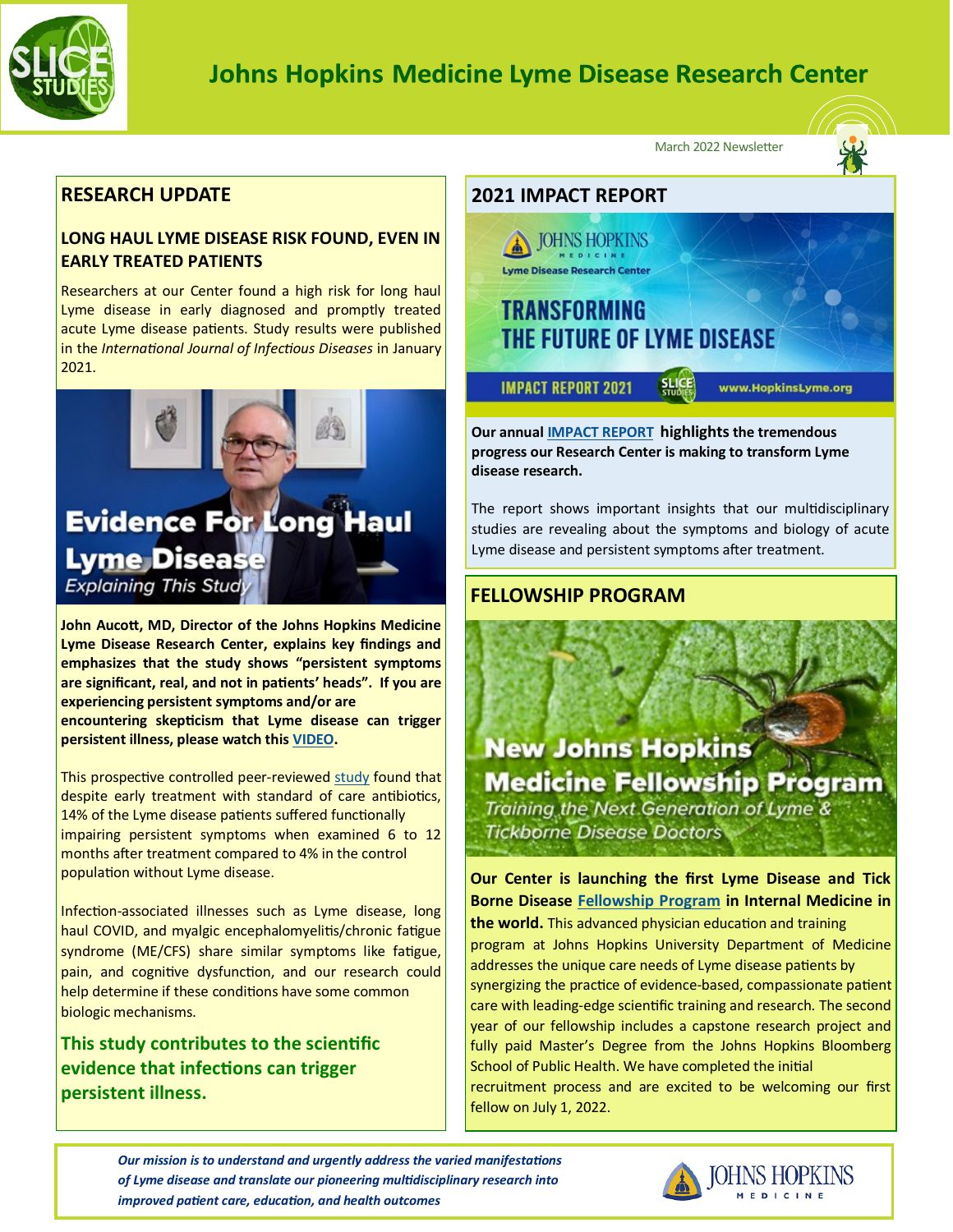# Johns Hopkins Medicine Lyme Disease Research Center

March 2022 Newsletter

## RESEARCH UPDATE

### LONG HAUL LYME DISEASE RISK FOUND, EVEN IN EARLY TREATED PATIENTS

Researchers at our Center found a high risk for long haul Lyme disease in early diagnosed and promptly treated acute Lyme disease patients. Study results were published in the *International Journal of Infectious Diseases* in January 2021.

Evidence For Long Haul Lyme Disease

*Explaining This Study*

**John Aucott, MD, Director of the Johns Hopkins Medicine Lyme Disease Research Center, explains key findings and emphasizes that the study shows "persistent symptoms are significant, real, and not in patients' heads". If you are experiencing persistent symptoms and/or are encountering skepticism that Lyme disease can trigger persistent illness, please watch this VIDEO.**

This prospective controlled peer-reviewed study found that despite early treatment with standard of care antibiotics, 14% of the Lyme disease patients suffered functionally impairing persistent symptoms when examined 6 to 12 months after treatment compared to 4% in the control population without Lyme disease.

Infection-associated illnesses such as Lyme disease, long haul COVID, and myalgic encephalomyelitis/chronic fatigue syndrome (ME/CFS) share similar symptoms like fatigue, pain, and cognitive dysfunction, and our research could help determine if these conditions have some common biologic mechanisms.

**This study contributes to the scientific evidence that infections can trigger persistent illness.**

## 2021 IMPACT REPORT

JOHNS HOPKINS MEDICINE

Lyme Disease Research Center

TRANSFORMING THE FUTURE OF LYME DISEASE

IMPACT REPORT 2021 — www.HopkinsLyme.org

**Our annual IMPACT REPORT highlights the tremendous progress our Research Center is making to transform Lyme disease research.**

The report shows important insights that our multidisciplinary studies are revealing about the symptoms and biology of acute Lyme disease and persistent symptoms after treatment.

## FELLOWSHIP PROGRAM

New Johns Hopkins Medicine Fellowship Program

*Training the Next Generation of Lyme & Tickborne Disease Doctors*

**Our Center is launching the first Lyme Disease and Tick Borne Disease Fellowship Program in Internal Medicine in the world.** This advanced physician education and training program at Johns Hopkins University Department of Medicine addresses the unique care needs of Lyme disease patients by synergizing the practice of evidence-based, compassionate patient care with leading-edge scientific training and research. The second year of our fellowship includes a capstone research project and fully paid Master's Degree from the Johns Hopkins Bloomberg School of Public Health. We have completed the initial recruitment process and are excited to be welcoming our first fellow on July 1, 2022.

***Our mission is to understand and urgently address the varied manifestations of Lyme disease and translate our pioneering multidisciplinary research into improved patient care, education, and health outcomes***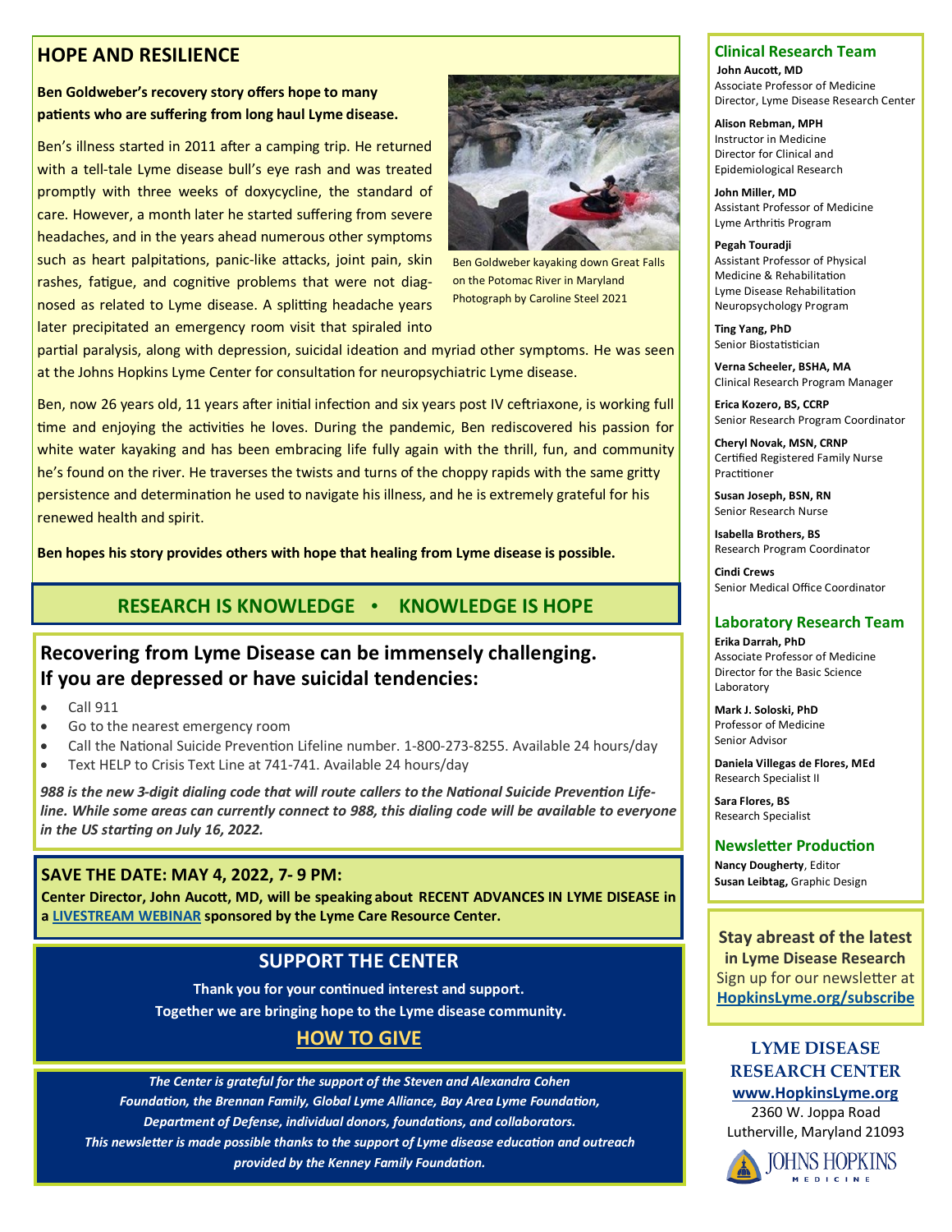## HOPE AND RESILIENCE

**Ben Goldweber's recovery story offers hope to many patients who are suffering from long haul Lyme disease.**

Ben's illness started in 2011 after a camping trip. He returned with a tell-tale Lyme disease bull's eye rash and was treated promptly with three weeks of doxycycline, the standard of care. However, a month later he started suffering from severe headaches, and in the years ahead numerous other symptoms such as heart palpitations, panic-like attacks, joint pain, skin rashes, fatigue, and cognitive problems that were not diagnosed as related to Lyme disease. A splitting headache years later precipitated an emergency room visit that spiraled into partial paralysis, along with depression, suicidal ideation and myriad other symptoms. He was seen at the Johns Hopkins Lyme Center for consultation for neuropsychiatric Lyme disease.

Ben Goldweber kayaking down Great Falls on the Potomac River in Maryland
Photograph by Caroline Steel 2021

Ben, now 26 years old, 11 years after initial infection and six years post IV ceftriaxone, is working full time and enjoying the activities he loves. During the pandemic, Ben rediscovered his passion for white water kayaking and has been embracing life fully again with the thrill, fun, and community he's found on the river. He traverses the twists and turns of the choppy rapids with the same gritty persistence and determination he used to navigate his illness, and he is extremely grateful for his renewed health and spirit.

**Ben hopes his story provides others with hope that healing from Lyme disease is possible.**

**RESEARCH IS KNOWLEDGE • KNOWLEDGE IS HOPE**

## Recovering from Lyme Disease can be immensely challenging. If you are depressed or have suicidal tendencies:

- Call 911
- Go to the nearest emergency room
- Call the National Suicide Prevention Lifeline number. 1-800-273-8255. Available 24 hours/day
- Text HELP to Crisis Text Line at 741-741. Available 24 hours/day

***988 is the new 3-digit dialing code that will route callers to the National Suicide Prevention Lifeline. While some areas can currently connect to 988, this dialing code will be available to everyone in the US starting on July 16, 2022.***

## SAVE THE DATE: MAY 4, 2022, 7- 9 PM:

**Center Director, John Aucott, MD, will be speaking about RECENT ADVANCES IN LYME DISEASE in a LIVESTREAM WEBINAR sponsored by the Lyme Care Resource Center.**

## SUPPORT THE CENTER

**Thank you for your continued interest and support.**
**Together we are bringing hope to the Lyme disease community.**

**HOW TO GIVE**

***The Center is grateful for the support of the Steven and Alexandra Cohen Foundation, the Brennan Family, Global Lyme Alliance, Bay Area Lyme Foundation, Department of Defense, individual donors, foundations, and collaborators. This newsletter is made possible thanks to the support of Lyme disease education and outreach provided by the Kenney Family Foundation.***

### Clinical Research Team

**John Aucott, MD**
Associate Professor of Medicine
Director, Lyme Disease Research Center

**Alison Rebman, MPH**
Instructor in Medicine
Director for Clinical and Epidemiological Research

**John Miller, MD**
Assistant Professor of Medicine
Lyme Arthritis Program

**Pegah Touradji**
Assistant Professor of Physical Medicine & Rehabilitation
Lyme Disease Rehabilitation Neuropsychology Program

**Ting Yang, PhD**
Senior Biostatistician

**Verna Scheeler, BSHA, MA**
Clinical Research Program Manager

**Erica Kozero, BS, CCRP**
Senior Research Program Coordinator

**Cheryl Novak, MSN, CRNP**
Certified Registered Family Nurse Practitioner

**Susan Joseph, BSN, RN**
Senior Research Nurse

**Isabella Brothers, BS**
Research Program Coordinator

**Cindi Crews**
Senior Medical Office Coordinator

### Laboratory Research Team

**Erika Darrah, PhD**
Associate Professor of Medicine
Director for the Basic Science Laboratory

**Mark J. Soloski, PhD**
Professor of Medicine
Senior Advisor

**Daniela Villegas de Flores, MEd**
Research Specialist II

**Sara Flores, BS**
Research Specialist

### Newsletter Production

**Nancy Dougherty**, Editor
**Susan Leibtag,** Graphic Design

**Stay abreast of the latest in Lyme Disease Research**
Sign up for our newsletter at **HopkinsLyme.org/subscribe**

**LYME DISEASE RESEARCH CENTER**
**www.HopkinsLyme.org**
2360 W. Joppa Road
Lutherville, Maryland 21093

JOHNS HOPKINS MEDICINE